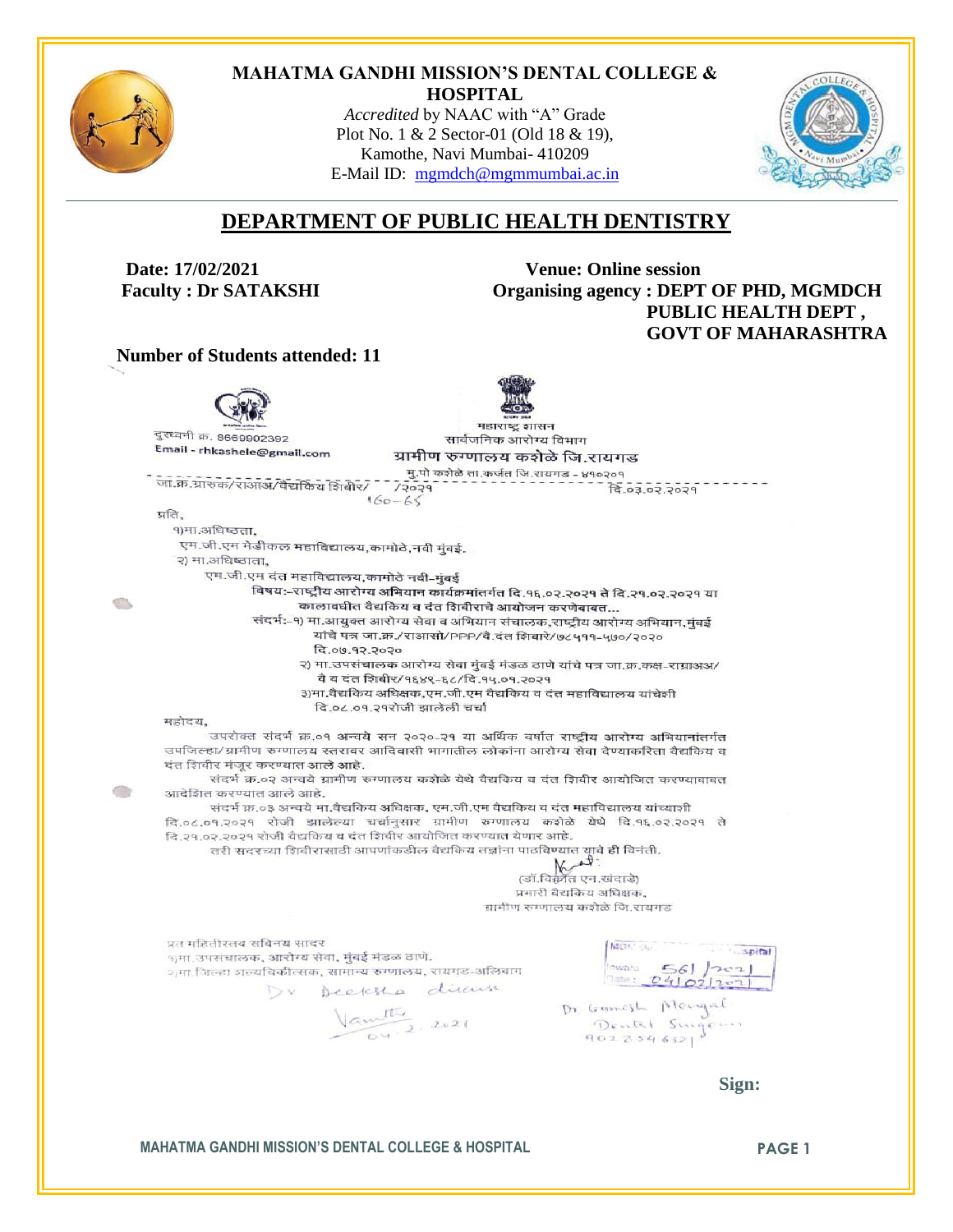**MAHATMA GANDHI MISSION'S DENTAL COLLEGE & HOSPITAL**

*Accredited* by NAAC with "A" Grade
Plot No. 1 & 2 Sector-01 (Old 18 & 19),
Kamothe, Navi Mumbai- 410209
E-Mail ID: mgmdch@mgmmumbai.ac.in

# DEPARTMENT OF PUBLIC HEALTH DENTISTRY

**Date: 17/02/2021**
**Faculty : Dr SATAKSHI**

**Venue: Online session**
**Organising agency : DEPT OF PHD, MGMDCH PUBLIC HEALTH DEPT , GOVT OF MAHARASHTRA**

**Number of Students attended: 11**

महाराष्ट्र शासन
सार्वजनिक आरोग्य विभाग
ग्रामीण रुग्णालय कशेळे जि.रायगड
मु.पो कशेळे ता.कर्जत जि.रायगड - ४१०२०१

दुरध्वनी क्र. 8669902392
Email - rhkashele@gmail.com

जा.क्र.ग्रारुक/राआअ/वैद्यकिय शिबीर/ 160-65 /२०२१ दि.०३.०२.२०२१

प्रति,
१)मा.अधिष्ठता,
एम.जी.एम मेडीकल महाविद्यालय,कामोठे,नवी मुंबई.
२) मा.अधिष्ठाता,
एम.जी.एम दंत महाविद्यालय,कामोठे नवी-मुंबई

विषय:-राष्ट्रीय आरोग्य अभियान कार्यक्रमांतर्गत दि.१६.०२.२०२१ ते दि.२१.०२.२०२१ या कालावधीत वैद्यकिय व दंत शिबीराचे आयोजन करणेबाबत...

संदर्भ:-१) मा.आयुक्त आरोग्य सेवा व अभियान संचालक,राष्ट्रीय आरोग्य अभियान,मुंबई यांचे पत्र जा.क्र./राआसो/PPP/वै.दंत शिबारे/७८५११-५७०/२०२० दि.०७.१२.२०२०
२) मा.उपसंचालक आरोग्य सेवा मुंबई मंडळ ठाणे यांचे पत्र जा.क्र.कक्ष-राग्राआअ/ वै व दंत शिबीर/१६४९-६८/दि.१५.०१.२०२१
३)मा.वैद्यकिय अधिक्षक,एम.जी.एम वैद्यकिय व दंत महाविद्यालय यांचेशी दि.०८.०१.२१रोजी झालेली चर्चा

महोदय,

उपरोक्त संदर्भ क्र.०१ अन्वये सन २०२०-२१ या आर्थिक वर्षात राष्ट्रीय आरोग्य अभियानांतर्गत उपजिल्हा/ग्रामीण रुग्णालय स्तरावर आदिवासी भागातील लोकांना आरोग्य सेवा देण्याकरिता वैद्यकिय व दंत शिबीर मंजूर करण्यात आले आहे.

संदर्भ क्र.०२ अन्वये ग्रामीण रुग्णालय कशेळे येथे वैद्यकिय व दंत शिबीर आयोजित करण्याबाबत आदेशित करण्यात आले आहे.

संदर्भ क्र.०३ अन्वये मा.वैद्यकिय अधिक्षक, एम.जी.एम वैद्यकिय व दंत महाविद्यालय यांच्याशी दि.०८.०१.२०२१ रोजी झालेल्या चर्चानुसार ग्रामीण रुग्णालय कशेळे येथे दि.१६.०२.२०२१ ते दि.२१.०२.२०२१ रोजी वैद्यकिय व दंत शिबीर आयोजित करण्यात येणार आहे.

तरी सदरच्या शिबीरासाठी आपणांकडील वैद्यकिय तज्ञांना पाठविण्यात यावे ही विनंती.

(डॉ.विक्रांत एन.खंदाडे)
प्रभारी वैद्यकिय अधिक्षक,
ग्रामीण रुग्णालय कशेळे जि.रायगड

प्रत माहितीस्तव सविनय सादर
१)मा.उपसंचालक, आरोग्य सेवा, मुंबई मंडळ ठाणे.
२)मा.जिल्हा शल्यचिकीत्सक, सामान्य रुग्णालय, रायगड-अलिबाग

Inward 561/2021
Date: 04/02/2021

Dr Deeksha ...
Vamtha 04-2-2021
Dr Ganesh Mengal
Dental Surgeon
9028546321

**Sign:**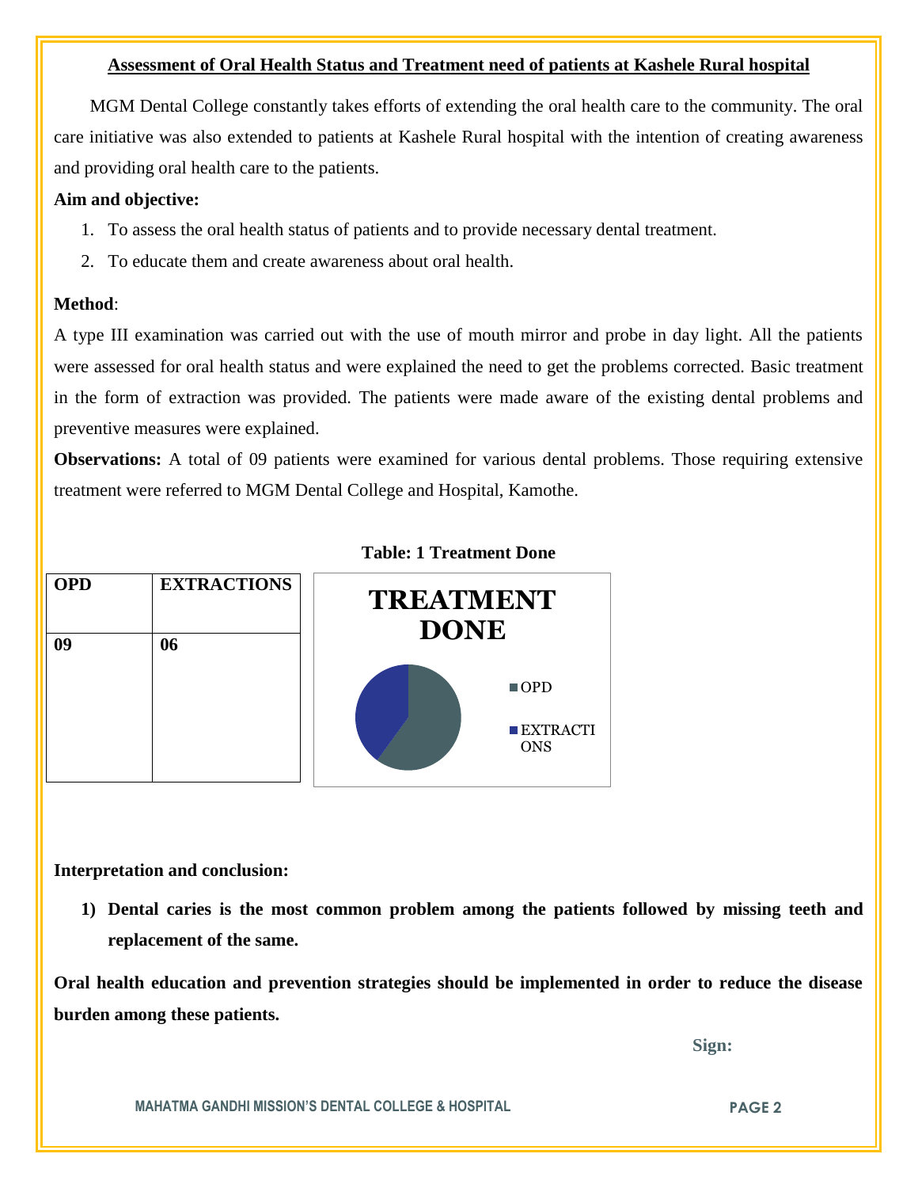## Assessment of Oral Health Status and Treatment need of patients at Kashele Rural hospital

MGM Dental College constantly takes efforts of extending the oral health care to the community. The oral care initiative was also extended to patients at Kashele Rural hospital with the intention of creating awareness and providing oral health care to the patients.

**Aim and objective:**

1. To assess the oral health status of patients and to provide necessary dental treatment.
2. To educate them and create awareness about oral health.

**Method**:

A type III examination was carried out with the use of mouth mirror and probe in day light. All the patients were assessed for oral health status and were explained the need to get the problems corrected. Basic treatment in the form of extraction was provided. The patients were made aware of the existing dental problems and preventive measures were explained.

**Observations:** A total of 09 patients were examined for various dental problems. Those requiring extensive treatment were referred to MGM Dental College and Hospital, Kamothe.

**Table: 1 Treatment Done**

| OPD | EXTRACTIONS |
|---|---|
| 09 | 06 |

**TREATMENT DONE**

- OPD
- EXTRACTIONS

**Interpretation and conclusion:**

1) **Dental caries is the most common problem among the patients followed by missing teeth and replacement of the same.**

**Oral health education and prevention strategies should be implemented in order to reduce the disease burden among these patients.**

**Sign:**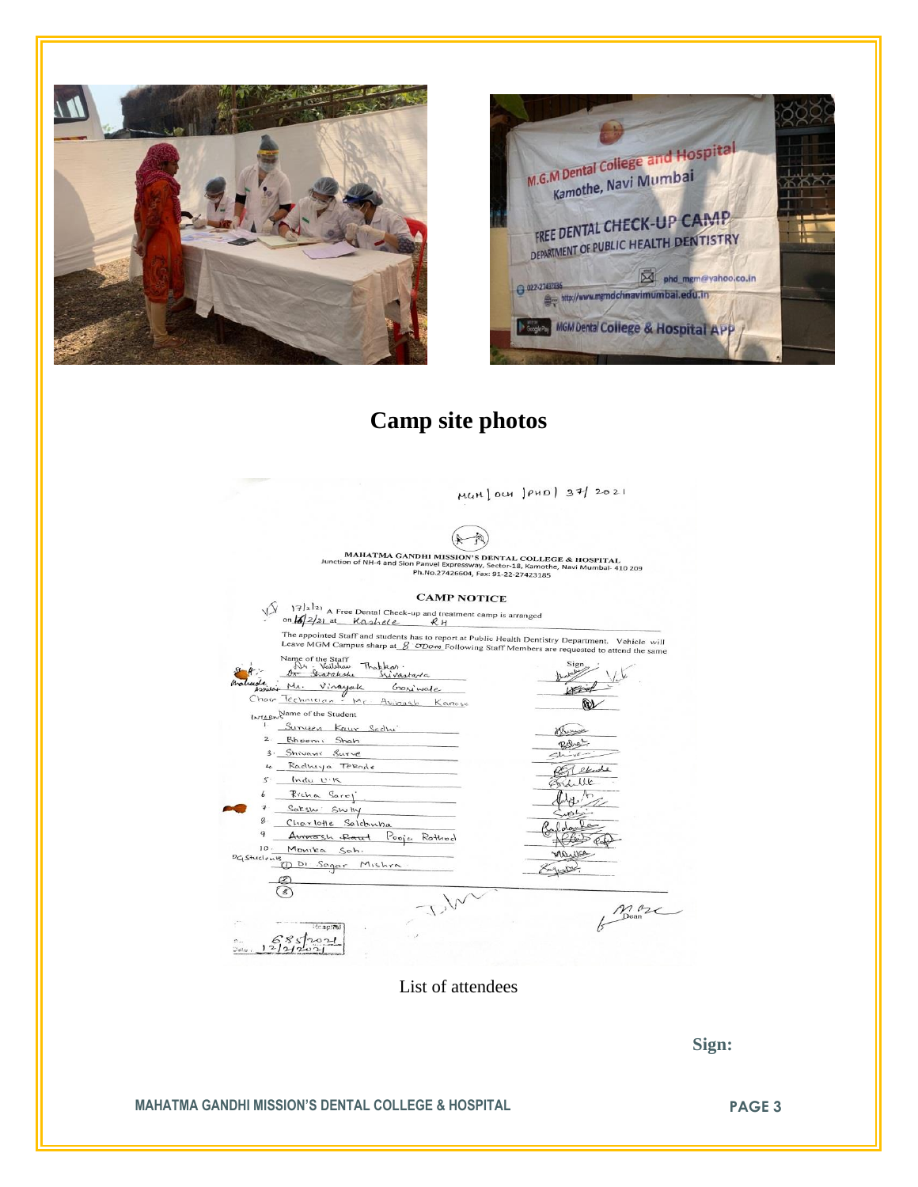## Camp site photos

List of attendees

**Sign:**